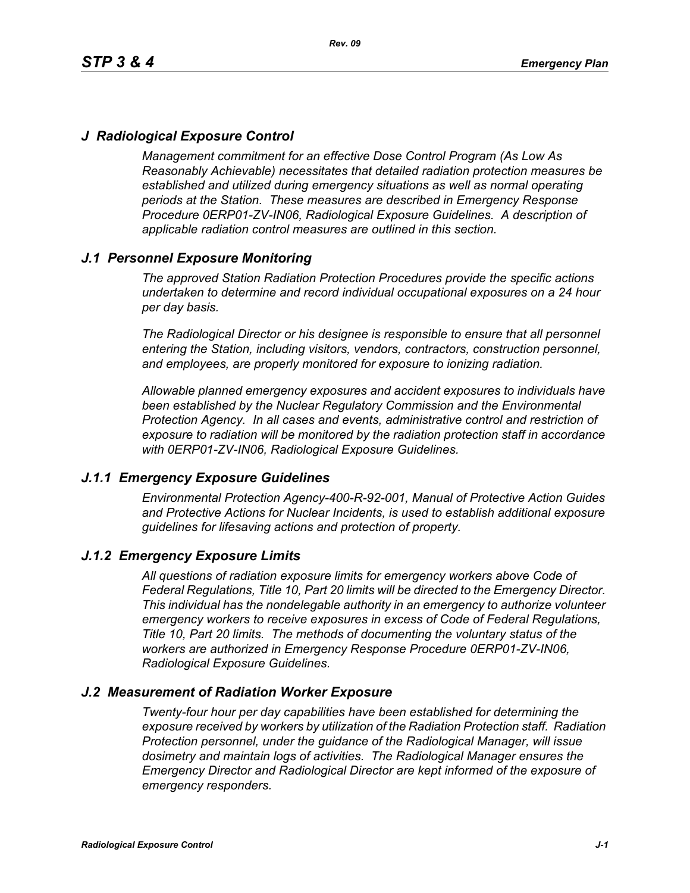# J Radiological Exposure Control

*Management commitment for an effective Dose Control Program (As Low As Reasonably Achievable) necessitates that detailed radiation protection measures be established and utilized during emergency situations as well as normal operating periods at the Station. These measures are described in Emergency Response Procedure 0ERP01-ZV-IN06, Radiological Exposure Guidelines. A description of applicable radiation control measures are outlined in this section.*

## J.1 Personnel Exposure Monitoring

*The approved Station Radiation Protection Procedures provide the specific actions undertaken to determine and record individual occupational exposures on a 24 hour per day basis.*

*The Radiological Director or his designee is responsible to ensure that all personnel entering the Station, including visitors, vendors, contractors, construction personnel, and employees, are properly monitored for exposure to ionizing radiation.*

*Allowable planned emergency exposures and accident exposures to individuals have been established by the Nuclear Regulatory Commission and the Environmental Protection Agency. In all cases and events, administrative control and restriction of exposure to radiation will be monitored by the radiation protection staff in accordance with 0ERP01-ZV-IN06, Radiological Exposure Guidelines.*

### J.1.1 Emergency Exposure Guidelines

*Environmental Protection Agency-400-R-92-001, Manual of Protective Action Guides and Protective Actions for Nuclear Incidents, is used to establish additional exposure guidelines for lifesaving actions and protection of property.*

### J.1.2 Emergency Exposure Limits

*All questions of radiation exposure limits for emergency workers above Code of Federal Regulations, Title 10, Part 20 limits will be directed to the Emergency Director. This individual has the nondelegable authority in an emergency to authorize volunteer emergency workers to receive exposures in excess of Code of Federal Regulations, Title 10, Part 20 limits. The methods of documenting the voluntary status of the workers are authorized in Emergency Response Procedure 0ERP01-ZV-IN06, Radiological Exposure Guidelines.*

## J.2 Measurement of Radiation Worker Exposure

*Twenty-four hour per day capabilities have been established for determining the exposure received by workers by utilization of the Radiation Protection staff. Radiation Protection personnel, under the guidance of the Radiological Manager, will issue dosimetry and maintain logs of activities. The Radiological Manager ensures the Emergency Director and Radiological Director are kept informed of the exposure of emergency responders.*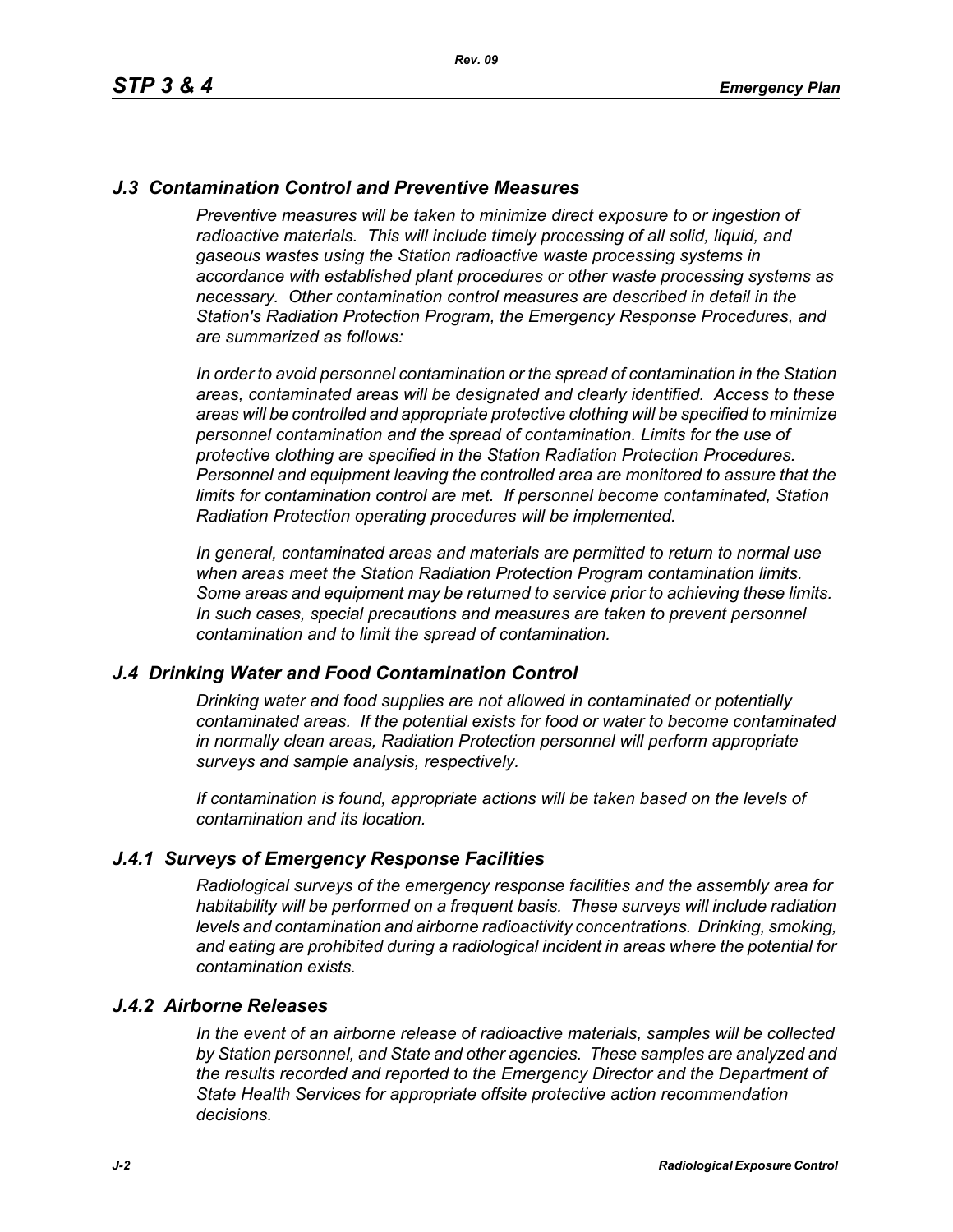## *J.3 Contamination Control and Preventive Measures*

*Preventive measures will be taken to minimize direct exposure to or ingestion of radioactive materials. This will include timely processing of all solid, liquid, and gaseous wastes using the Station radioactive waste processing systems in accordance with established plant procedures or other waste processing systems as necessary. Other contamination control measures are described in detail in the Station's Radiation Protection Program, the Emergency Response Procedures, and are summarized as follows:*

*In order to avoid personnel contamination or the spread of contamination in the Station areas, contaminated areas will be designated and clearly identified. Access to these areas will be controlled and appropriate protective clothing will be specified to minimize personnel contamination and the spread of contamination. Limits for the use of protective clothing are specified in the Station Radiation Protection Procedures. Personnel and equipment leaving the controlled area are monitored to assure that the limits for contamination control are met. If personnel become contaminated, Station Radiation Protection operating procedures will be implemented.*

*In general, contaminated areas and materials are permitted to return to normal use when areas meet the Station Radiation Protection Program contamination limits. Some areas and equipment may be returned to service prior to achieving these limits. In such cases, special precautions and measures are taken to prevent personnel contamination and to limit the spread of contamination.*

## *J.4 Drinking Water and Food Contamination Control*

*Drinking water and food supplies are not allowed in contaminated or potentially contaminated areas. If the potential exists for food or water to become contaminated in normally clean areas, Radiation Protection personnel will perform appropriate surveys and sample analysis, respectively.*

*If contamination is found, appropriate actions will be taken based on the levels of contamination and its location.*

### *J.4.1 Surveys of Emergency Response Facilities*

*Radiological surveys of the emergency response facilities and the assembly area for habitability will be performed on a frequent basis. These surveys will include radiation levels and contamination and airborne radioactivity concentrations. Drinking, smoking, and eating are prohibited during a radiological incident in areas where the potential for contamination exists.*

### *J.4.2 Airborne Releases*

*In the event of an airborne release of radioactive materials, samples will be collected by Station personnel, and State and other agencies. These samples are analyzed and the results recorded and reported to the Emergency Director and the Department of State Health Services for appropriate offsite protective action recommendation decisions.*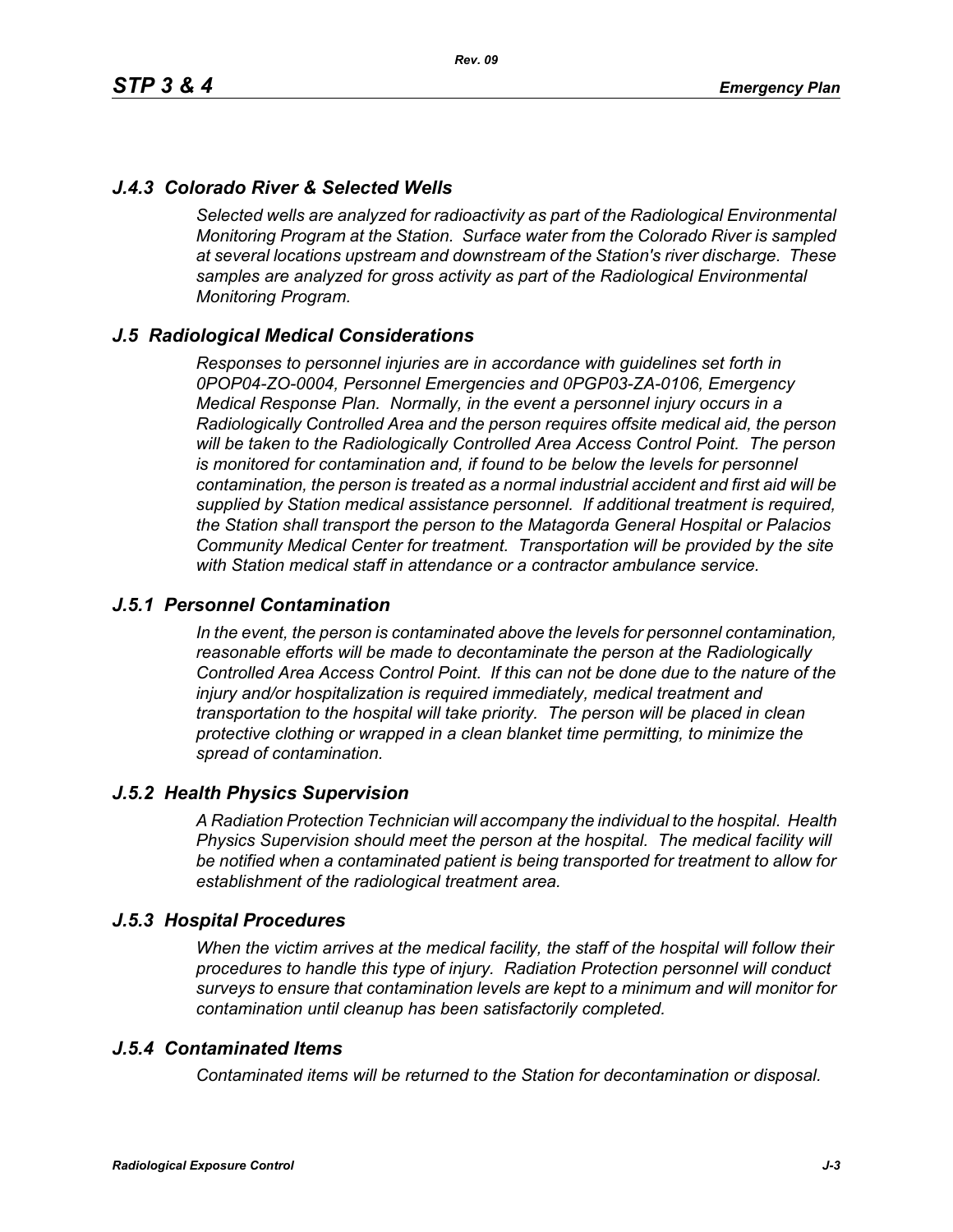### *J.4.3 Colorado River & Selected Wells*

*Selected wells are analyzed for radioactivity as part of the Radiological Environmental Monitoring Program at the Station. Surface water from the Colorado River is sampled at several locations upstream and downstream of the Station's river discharge. These samples are analyzed for gross activity as part of the Radiological Environmental Monitoring Program.*

## *J.5 Radiological Medical Considerations*

*Responses to personnel injuries are in accordance with guidelines set forth in 0POP04-ZO-0004, Personnel Emergencies and 0PGP03-ZA-0106, Emergency Medical Response Plan. Normally, in the event a personnel injury occurs in a Radiologically Controlled Area and the person requires offsite medical aid, the person will be taken to the Radiologically Controlled Area Access Control Point. The person is monitored for contamination and, if found to be below the levels for personnel contamination, the person is treated as a normal industrial accident and first aid will be supplied by Station medical assistance personnel. If additional treatment is required, the Station shall transport the person to the Matagorda General Hospital or Palacios Community Medical Center for treatment. Transportation will be provided by the site with Station medical staff in attendance or a contractor ambulance service.*

### *J.5.1 Personnel Contamination*

*In the event, the person is contaminated above the levels for personnel contamination, reasonable efforts will be made to decontaminate the person at the Radiologically Controlled Area Access Control Point. If this can not be done due to the nature of the injury and/or hospitalization is required immediately, medical treatment and transportation to the hospital will take priority. The person will be placed in clean protective clothing or wrapped in a clean blanket time permitting, to minimize the spread of contamination.*

### *J.5.2 Health Physics Supervision*

*A Radiation Protection Technician will accompany the individual to the hospital. Health Physics Supervision should meet the person at the hospital. The medical facility will be notified when a contaminated patient is being transported for treatment to allow for establishment of the radiological treatment area.*

### *J.5.3 Hospital Procedures*

*When the victim arrives at the medical facility, the staff of the hospital will follow their procedures to handle this type of injury. Radiation Protection personnel will conduct surveys to ensure that contamination levels are kept to a minimum and will monitor for contamination until cleanup has been satisfactorily completed.*

### *J.5.4 Contaminated Items*

*Contaminated items will be returned to the Station for decontamination or disposal.*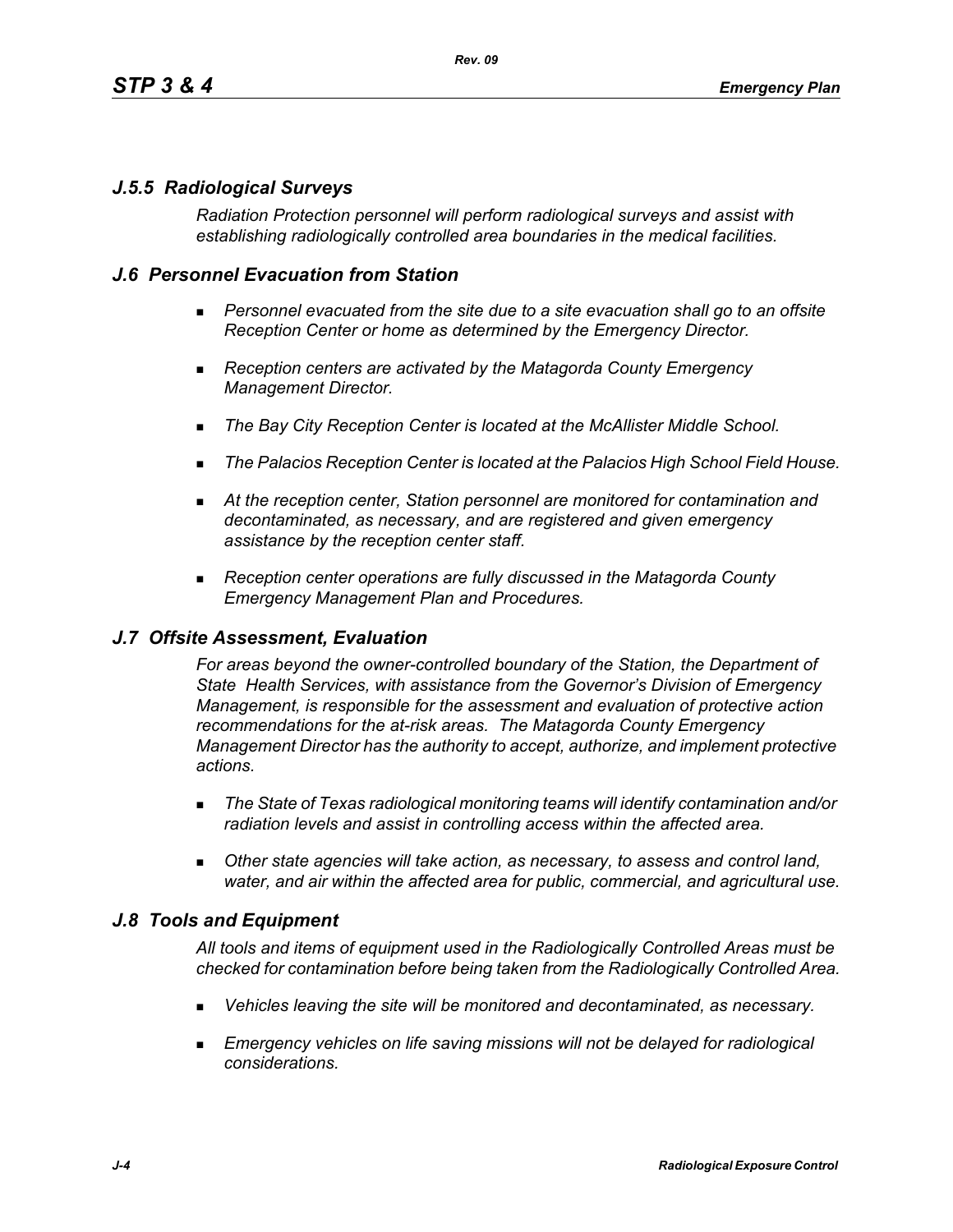### *J.5.5 Radiological Surveys*

*Radiation Protection personnel will perform radiological surveys and assist with establishing radiologically controlled area boundaries in the medical facilities.*

## *J.6 Personnel Evacuation from Station*

- *Personnel evacuated from the site due to a site evacuation shall go to an offsite Reception Center or home as determined by the Emergency Director.*
- *Reception centers are activated by the Matagorda County Emergency Management Director.*
- *The Bay City Reception Center is located at the McAllister Middle School.*
- *The Palacios Reception Center is located at the Palacios High School Field House.*
- *At the reception center, Station personnel are monitored for contamination and decontaminated, as necessary, and are registered and given emergency assistance by the reception center staff.*
- *Reception center operations are fully discussed in the Matagorda County Emergency Management Plan and Procedures.*

## *J.7 Offsite Assessment, Evaluation*

*For areas beyond the owner-controlled boundary of the Station, the Department of State Health Services, with assistance from the Governor's Division of Emergency Management, is responsible for the assessment and evaluation of protective action recommendations for the at-risk areas. The Matagorda County Emergency Management Director has the authority to accept, authorize, and implement protective actions.*

- *The State of Texas radiological monitoring teams will identify contamination and/or radiation levels and assist in controlling access within the affected area.*
- *Other state agencies will take action, as necessary, to assess and control land, water, and air within the affected area for public, commercial, and agricultural use.*

## *J.8 Tools and Equipment*

*All tools and items of equipment used in the Radiologically Controlled Areas must be checked for contamination before being taken from the Radiologically Controlled Area.*

- *Vehicles leaving the site will be monitored and decontaminated, as necessary.*
- *Emergency vehicles on life saving missions will not be delayed for radiological considerations.*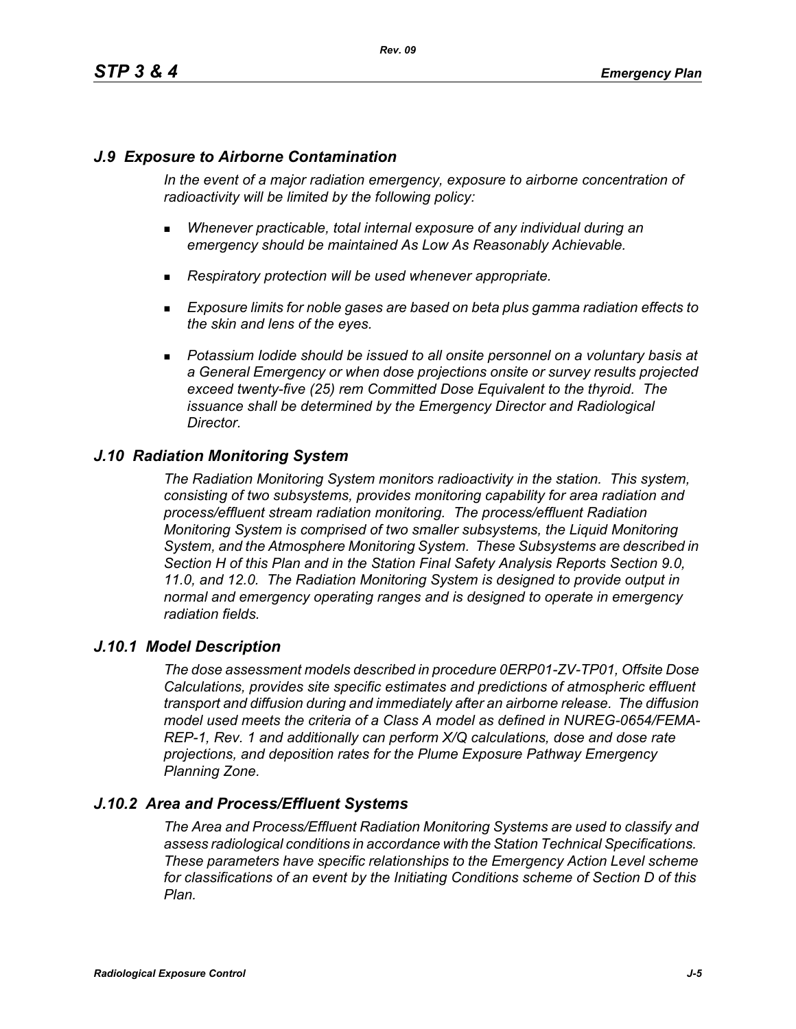## *J.9 Exposure to Airborne Contamination*

*In the event of a major radiation emergency, exposure to airborne concentration of radioactivity will be limited by the following policy:*

- *Whenever practicable, total internal exposure of any individual during an emergency should be maintained As Low As Reasonably Achievable.*
- *Respiratory protection will be used whenever appropriate.*
- *Exposure limits for noble gases are based on beta plus gamma radiation effects to the skin and lens of the eyes.*
- *Potassium Iodide should be issued to all onsite personnel on a voluntary basis at a General Emergency or when dose projections onsite or survey results projected exceed twenty-five (25) rem Committed Dose Equivalent to the thyroid. The issuance shall be determined by the Emergency Director and Radiological Director.*

## *J.10 Radiation Monitoring System*

*The Radiation Monitoring System monitors radioactivity in the station. This system, consisting of two subsystems, provides monitoring capability for area radiation and process/effluent stream radiation monitoring. The process/effluent Radiation Monitoring System is comprised of two smaller subsystems, the Liquid Monitoring System, and the Atmosphere Monitoring System. These Subsystems are described in Section H of this Plan and in the Station Final Safety Analysis Reports Section 9.0, 11.0, and 12.0. The Radiation Monitoring System is designed to provide output in normal and emergency operating ranges and is designed to operate in emergency radiation fields.*

### *J.10.1 Model Description*

*The dose assessment models described in procedure 0ERP01-ZV-TP01, Offsite Dose Calculations, provides site specific estimates and predictions of atmospheric effluent transport and diffusion during and immediately after an airborne release. The diffusion model used meets the criteria of a Class A model as defined in NUREG-0654/FEMA-REP-1, Rev. 1 and additionally can perform X/Q calculations, dose and dose rate projections, and deposition rates for the Plume Exposure Pathway Emergency Planning Zone.*

### *J.10.2 Area and Process/Effluent Systems*

*The Area and Process/Effluent Radiation Monitoring Systems are used to classify and assess radiological conditions in accordance with the Station Technical Specifications. These parameters have specific relationships to the Emergency Action Level scheme for classifications of an event by the Initiating Conditions scheme of Section D of this Plan.*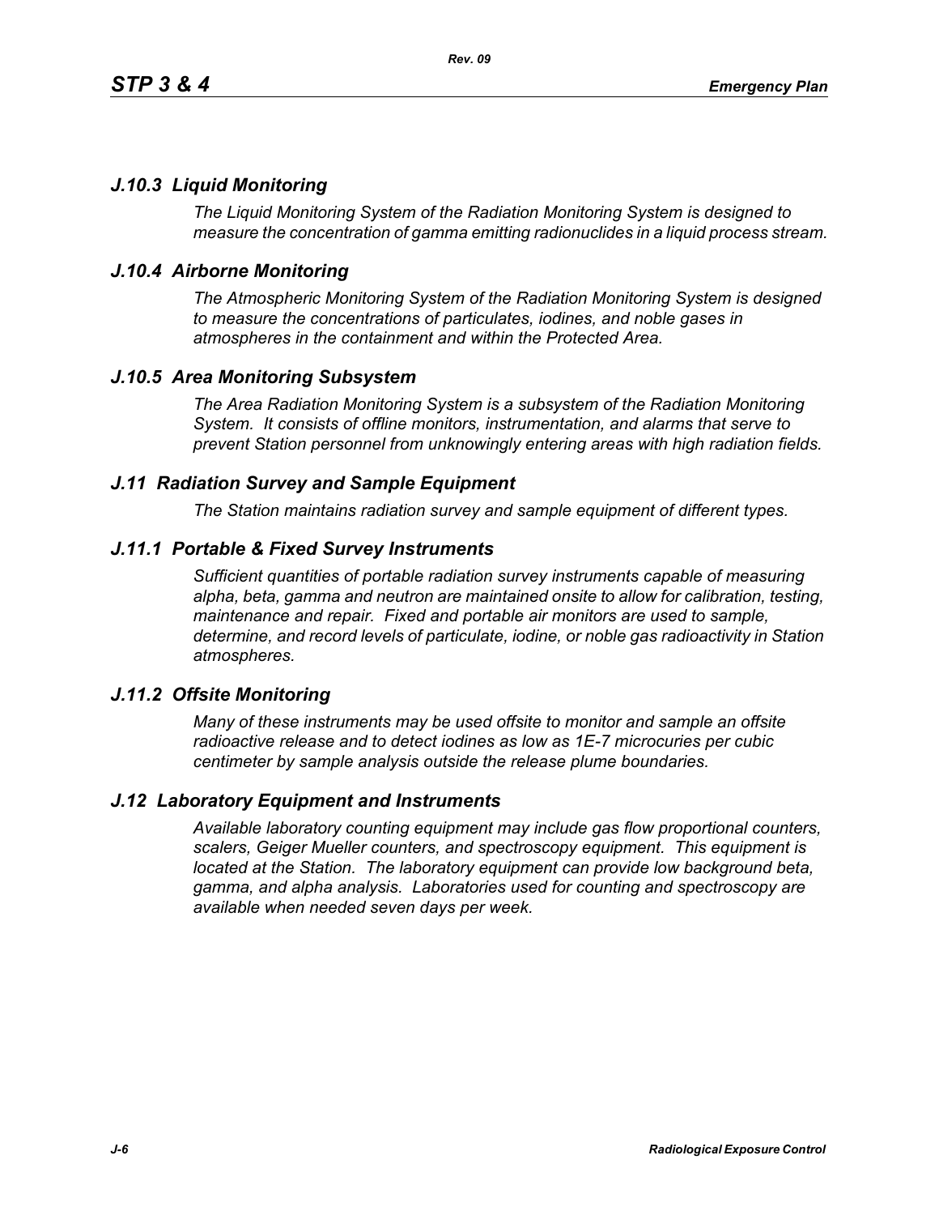### *J.10.3 Liquid Monitoring*

*The Liquid Monitoring System of the Radiation Monitoring System is designed to measure the concentration of gamma emitting radionuclides in a liquid process stream.*

### *J.10.4 Airborne Monitoring*

*The Atmospheric Monitoring System of the Radiation Monitoring System is designed to measure the concentrations of particulates, iodines, and noble gases in atmospheres in the containment and within the Protected Area.*

### *J.10.5 Area Monitoring Subsystem*

*The Area Radiation Monitoring System is a subsystem of the Radiation Monitoring System. It consists of offline monitors, instrumentation, and alarms that serve to prevent Station personnel from unknowingly entering areas with high radiation fields.*

## *J.11 Radiation Survey and Sample Equipment*

*The Station maintains radiation survey and sample equipment of different types.*

### *J.11.1 Portable & Fixed Survey Instruments*

*Sufficient quantities of portable radiation survey instruments capable of measuring alpha, beta, gamma and neutron are maintained onsite to allow for calibration, testing, maintenance and repair. Fixed and portable air monitors are used to sample, determine, and record levels of particulate, iodine, or noble gas radioactivity in Station atmospheres.*

### *J.11.2 Offsite Monitoring*

*Many of these instruments may be used offsite to monitor and sample an offsite radioactive release and to detect iodines as low as 1E-7 microcuries per cubic centimeter by sample analysis outside the release plume boundaries.*

## *J.12 Laboratory Equipment and Instruments*

*Available laboratory counting equipment may include gas flow proportional counters, scalers, Geiger Mueller counters, and spectroscopy equipment. This equipment is located at the Station. The laboratory equipment can provide low background beta, gamma, and alpha analysis. Laboratories used for counting and spectroscopy are available when needed seven days per week.*